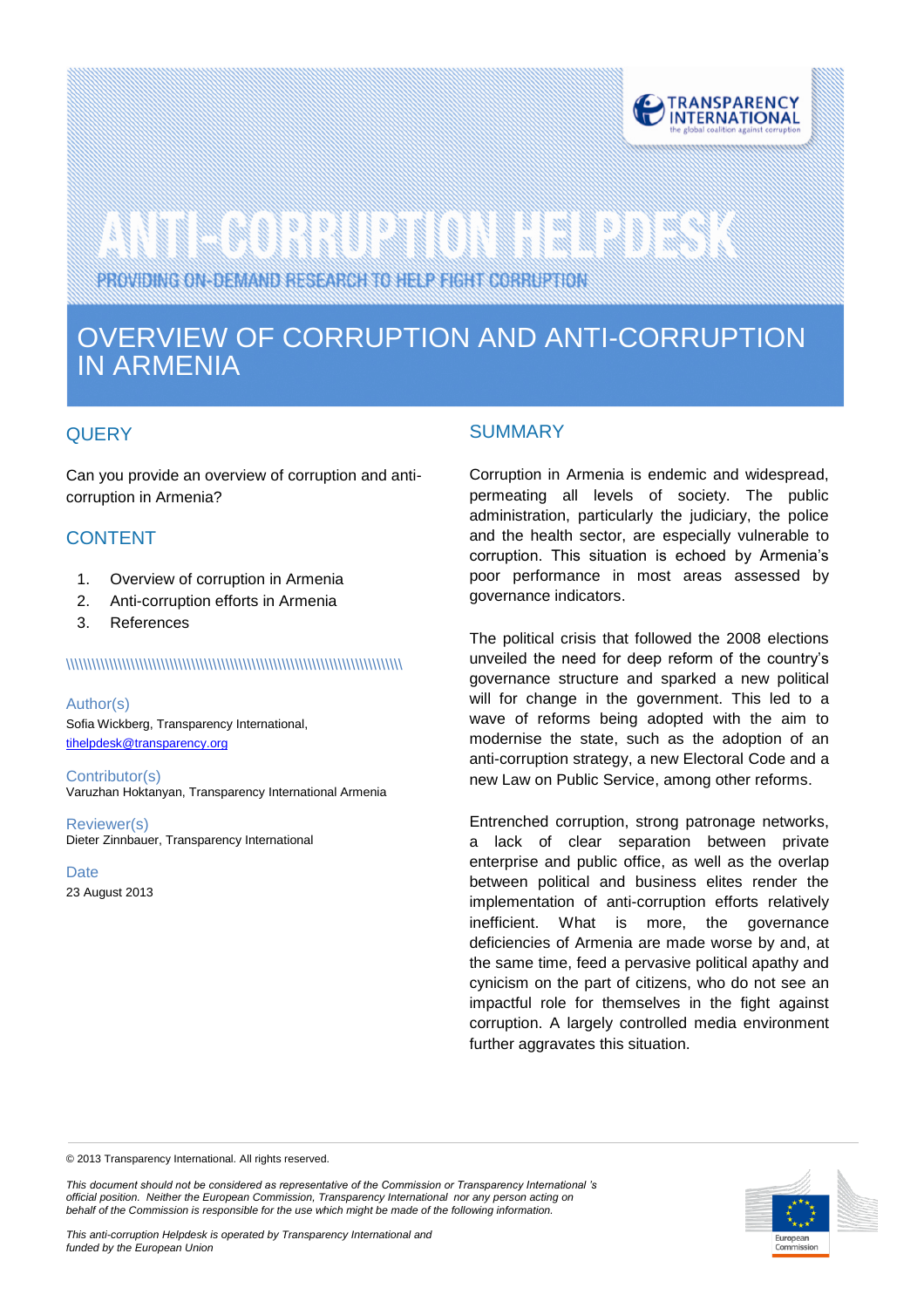# ANTI-CORRUPTION HELPDESK

PROVIDING ON-DEMAND RESEARCH TO HELP FIGHT CORRUPTION

# OVERVIEW OF CORRUPTION AND ANTI-CORRUPTION IN ARMENIA

## QUERY

Can you provide an overview of corruption and anti-corruption in Armenia?

## CONTENT

1. Overview of corruption in Armenia
2. Anti-corruption efforts in Armenia
3. References

\\\\\\\\\\\\\\\\\\\\\\\\\\\\\\\\\\\\\\\\\\\\\\\\\\\\\\\\\\\\\\\\\\\\\\\\\\\\\\\\\\\\\\\\\\\\\\\\\\\\

**Author(s)**
Sofia Wickberg, Transparency International, tihelpdesk@transparency.org

**Contributor(s)**
Varuzhan Hoktanyan, Transparency International Armenia

**Reviewer(s)**
Dieter Zinnbauer, Transparency International

**Date**
23 August 2013

## SUMMARY

Corruption in Armenia is endemic and widespread, permeating all levels of society. The public administration, particularly the judiciary, the police and the health sector, are especially vulnerable to corruption. This situation is echoed by Armenia's poor performance in most areas assessed by governance indicators.

The political crisis that followed the 2008 elections unveiled the need for deep reform of the country's governance structure and sparked a new political will for change in the government. This led to a wave of reforms being adopted with the aim to modernise the state, such as the adoption of an anti-corruption strategy, a new Electoral Code and a new Law on Public Service, among other reforms.

Entrenched corruption, strong patronage networks, a lack of clear separation between private enterprise and public office, as well as the overlap between political and business elites render the implementation of anti-corruption efforts relatively inefficient. What is more, the governance deficiencies of Armenia are made worse by and, at the same time, feed a pervasive political apathy and cynicism on the part of citizens, who do not see an impactful role for themselves in the fight against corruption. A largely controlled media environment further aggravates this situation.

© 2013 Transparency International. All rights reserved.

*This document should not be considered as representative of the Commission or Transparency International 's official position. Neither the European Commission, Transparency International nor any person acting on behalf of the Commission is responsible for the use which might be made of the following information.*

*This anti-corruption Helpdesk is operated by Transparency International and funded by the European Union*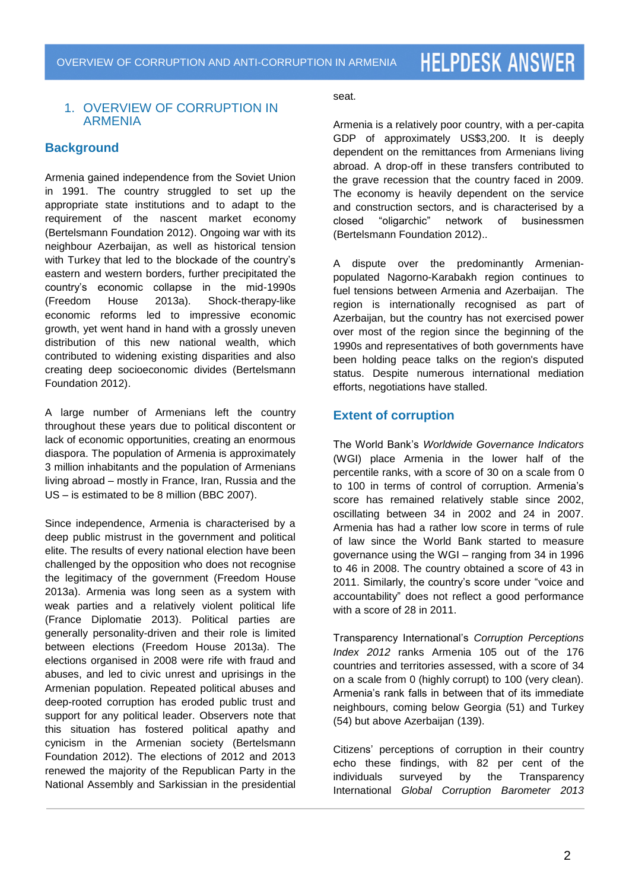## 1. OVERVIEW OF CORRUPTION IN ARMENIA

### Background

Armenia gained independence from the Soviet Union in 1991. The country struggled to set up the appropriate state institutions and to adapt to the requirement of the nascent market economy (Bertelsmann Foundation 2012). Ongoing war with its neighbour Azerbaijan, as well as historical tension with Turkey that led to the blockade of the country's eastern and western borders, further precipitated the country's economic collapse in the mid-1990s (Freedom House 2013a). Shock-therapy-like economic reforms led to impressive economic growth, yet went hand in hand with a grossly uneven distribution of this new national wealth, which contributed to widening existing disparities and also creating deep socioeconomic divides (Bertelsmann Foundation 2012).

A large number of Armenians left the country throughout these years due to political discontent or lack of economic opportunities, creating an enormous diaspora. The population of Armenia is approximately 3 million inhabitants and the population of Armenians living abroad – mostly in France, Iran, Russia and the US – is estimated to be 8 million (BBC 2007).

Since independence, Armenia is characterised by a deep public mistrust in the government and political elite. The results of every national election have been challenged by the opposition who does not recognise the legitimacy of the government (Freedom House 2013a). Armenia was long seen as a system with weak parties and a relatively violent political life (France Diplomatie 2013). Political parties are generally personality-driven and their role is limited between elections (Freedom House 2013a). The elections organised in 2008 were rife with fraud and abuses, and led to civic unrest and uprisings in the Armenian population. Repeated political abuses and deep-rooted corruption has eroded public trust and support for any political leader. Observers note that this situation has fostered political apathy and cynicism in the Armenian society (Bertelsmann Foundation 2012). The elections of 2012 and 2013 renewed the majority of the Republican Party in the National Assembly and Sarkissian in the presidential seat.

Armenia is a relatively poor country, with a per-capita GDP of approximately US$3,200. It is deeply dependent on the remittances from Armenians living abroad. A drop-off in these transfers contributed to the grave recession that the country faced in 2009. The economy is heavily dependent on the service and construction sectors, and is characterised by a closed "oligarchic" network of businessmen (Bertelsmann Foundation 2012)..

A dispute over the predominantly Armenian-populated Nagorno-Karabakh region continues to fuel tensions between Armenia and Azerbaijan. The region is internationally recognised as part of Azerbaijan, but the country has not exercised power over most of the region since the beginning of the 1990s and representatives of both governments have been holding peace talks on the region's disputed status. Despite numerous international mediation efforts, negotiations have stalled.

### Extent of corruption

The World Bank's *Worldwide Governance Indicators* (WGI) place Armenia in the lower half of the percentile ranks, with a score of 30 on a scale from 0 to 100 in terms of control of corruption. Armenia's score has remained relatively stable since 2002, oscillating between 34 in 2002 and 24 in 2007. Armenia has had a rather low score in terms of rule of law since the World Bank started to measure governance using the WGI – ranging from 34 in 1996 to 46 in 2008. The country obtained a score of 43 in 2011. Similarly, the country's score under "voice and accountability" does not reflect a good performance with a score of 28 in 2011.

Transparency International's *Corruption Perceptions Index 2012* ranks Armenia 105 out of the 176 countries and territories assessed, with a score of 34 on a scale from 0 (highly corrupt) to 100 (very clean). Armenia's rank falls in between that of its immediate neighbours, coming below Georgia (51) and Turkey (54) but above Azerbaijan (139).

Citizens' perceptions of corruption in their country echo these findings, with 82 per cent of the individuals surveyed by the Transparency International *Global Corruption Barometer 2013*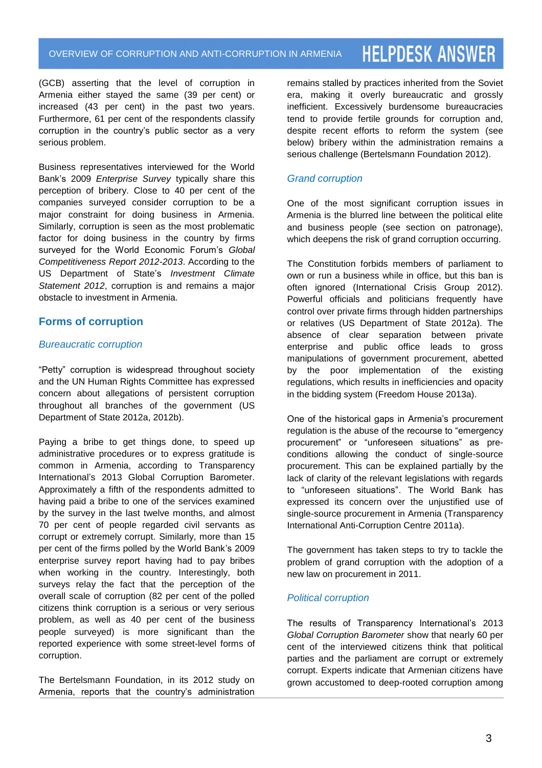(GCB) asserting that the level of corruption in Armenia either stayed the same (39 per cent) or increased (43 per cent) in the past two years. Furthermore, 61 per cent of the respondents classify corruption in the country's public sector as a very serious problem.

Business representatives interviewed for the World Bank's 2009 *Enterprise Survey* typically share this perception of bribery. Close to 40 per cent of the companies surveyed consider corruption to be a major constraint for doing business in Armenia. Similarly, corruption is seen as the most problematic factor for doing business in the country by firms surveyed for the World Economic Forum's *Global Competitiveness Report 2012-2013*. According to the US Department of State's *Investment Climate Statement 2012*, corruption is and remains a major obstacle to investment in Armenia.

## Forms of corruption

### *Bureaucratic corruption*

"Petty" corruption is widespread throughout society and the UN Human Rights Committee has expressed concern about allegations of persistent corruption throughout all branches of the government (US Department of State 2012a, 2012b).

Paying a bribe to get things done, to speed up administrative procedures or to express gratitude is common in Armenia, according to Transparency International's 2013 Global Corruption Barometer. Approximately a fifth of the respondents admitted to having paid a bribe to one of the services examined by the survey in the last twelve months, and almost 70 per cent of people regarded civil servants as corrupt or extremely corrupt. Similarly, more than 15 per cent of the firms polled by the World Bank's 2009 enterprise survey report having had to pay bribes when working in the country. Interestingly, both surveys relay the fact that the perception of the overall scale of corruption (82 per cent of the polled citizens think corruption is a serious or very serious problem, as well as 40 per cent of the business people surveyed) is more significant than the reported experience with some street-level forms of corruption.

The Bertelsmann Foundation, in its 2012 study on Armenia, reports that the country's administration remains stalled by practices inherited from the Soviet era, making it overly bureaucratic and grossly inefficient. Excessively burdensome bureaucracies tend to provide fertile grounds for corruption and, despite recent efforts to reform the system (see below) bribery within the administration remains a serious challenge (Bertelsmann Foundation 2012).

### *Grand corruption*

One of the most significant corruption issues in Armenia is the blurred line between the political elite and business people (see section on patronage), which deepens the risk of grand corruption occurring.

The Constitution forbids members of parliament to own or run a business while in office, but this ban is often ignored (International Crisis Group 2012). Powerful officials and politicians frequently have control over private firms through hidden partnerships or relatives (US Department of State 2012a). The absence of clear separation between private enterprise and public office leads to gross manipulations of government procurement, abetted by the poor implementation of the existing regulations, which results in inefficiencies and opacity in the bidding system (Freedom House 2013a).

One of the historical gaps in Armenia's procurement regulation is the abuse of the recourse to "emergency procurement" or "unforeseen situations" as pre-conditions allowing the conduct of single-source procurement. This can be explained partially by the lack of clarity of the relevant legislations with regards to "unforeseen situations". The World Bank has expressed its concern over the unjustified use of single-source procurement in Armenia (Transparency International Anti-Corruption Centre 2011a).

The government has taken steps to try to tackle the problem of grand corruption with the adoption of a new law on procurement in 2011.

### *Political corruption*

The results of Transparency International's 2013 *Global Corruption Barometer* show that nearly 60 per cent of the interviewed citizens think that political parties and the parliament are corrupt or extremely corrupt. Experts indicate that Armenian citizens have grown accustomed to deep-rooted corruption among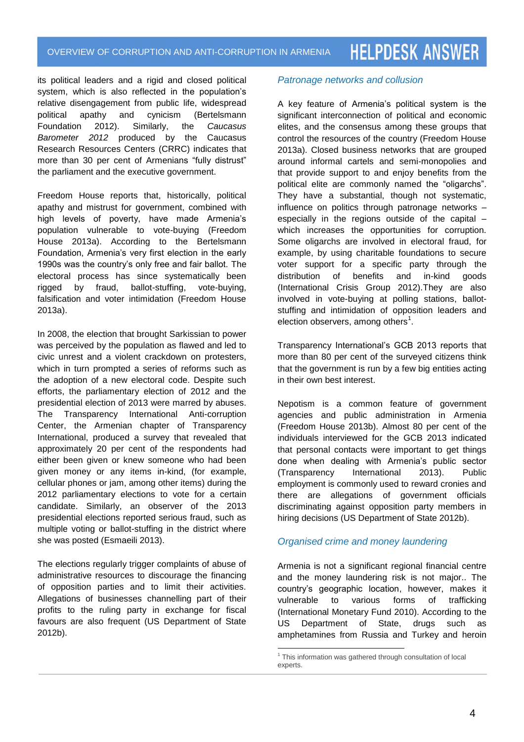its political leaders and a rigid and closed political system, which is also reflected in the population's relative disengagement from public life, widespread political apathy and cynicism (Bertelsmann Foundation 2012). Similarly, the *Caucasus Barometer 2012* produced by the Caucasus Research Resources Centers (CRRC) indicates that more than 30 per cent of Armenians "fully distrust" the parliament and the executive government.

Freedom House reports that, historically, political apathy and mistrust for government, combined with high levels of poverty, have made Armenia's population vulnerable to vote-buying (Freedom House 2013a). According to the Bertelsmann Foundation, Armenia's very first election in the early 1990s was the country's only free and fair ballot. The electoral process has since systematically been rigged by fraud, ballot-stuffing, vote-buying, falsification and voter intimidation (Freedom House 2013a).

In 2008, the election that brought Sarkissian to power was perceived by the population as flawed and led to civic unrest and a violent crackdown on protesters, which in turn prompted a series of reforms such as the adoption of a new electoral code. Despite such efforts, the parliamentary election of 2012 and the presidential election of 2013 were marred by abuses. The Transparency International Anti-corruption Center, the Armenian chapter of Transparency International, produced a survey that revealed that approximately 20 per cent of the respondents had either been given or knew someone who had been given money or any items in-kind, (for example, cellular phones or jam, among other items) during the 2012 parliamentary elections to vote for a certain candidate. Similarly, an observer of the 2013 presidential elections reported serious fraud, such as multiple voting or ballot-stuffing in the district where she was posted (Esmaeili 2013).

The elections regularly trigger complaints of abuse of administrative resources to discourage the financing of opposition parties and to limit their activities. Allegations of businesses channelling part of their profits to the ruling party in exchange for fiscal favours are also frequent (US Department of State 2012b).

### *Patronage networks and collusion*

A key feature of Armenia's political system is the significant interconnection of political and economic elites, and the consensus among these groups that control the resources of the country (Freedom House 2013a). Closed business networks that are grouped around informal cartels and semi-monopolies and that provide support to and enjoy benefits from the political elite are commonly named the "oligarchs". They have a substantial, though not systematic, influence on politics through patronage networks – especially in the regions outside of the capital – which increases the opportunities for corruption. Some oligarchs are involved in electoral fraud, for example, by using charitable foundations to secure voter support for a specific party through the distribution of benefits and in-kind goods (International Crisis Group 2012).They are also involved in vote-buying at polling stations, ballot-stuffing and intimidation of opposition leaders and election observers, among others[1].

Transparency International's GCB 2013 reports that more than 80 per cent of the surveyed citizens think that the government is run by a few big entities acting in their own best interest.

Nepotism is a common feature of government agencies and public administration in Armenia (Freedom House 2013b). Almost 80 per cent of the individuals interviewed for the GCB 2013 indicated that personal contacts were important to get things done when dealing with Armenia's public sector (Transparency International 2013). Public employment is commonly used to reward cronies and there are allegations of government officials discriminating against opposition party members in hiring decisions (US Department of State 2012b).

### *Organised crime and money laundering*

Armenia is not a significant regional financial centre and the money laundering risk is not major.. The country's geographic location, however, makes it vulnerable to various forms of trafficking (International Monetary Fund 2010). According to the US Department of State, drugs such as amphetamines from Russia and Turkey and heroin

---

[1] This information was gathered through consultation of local experts.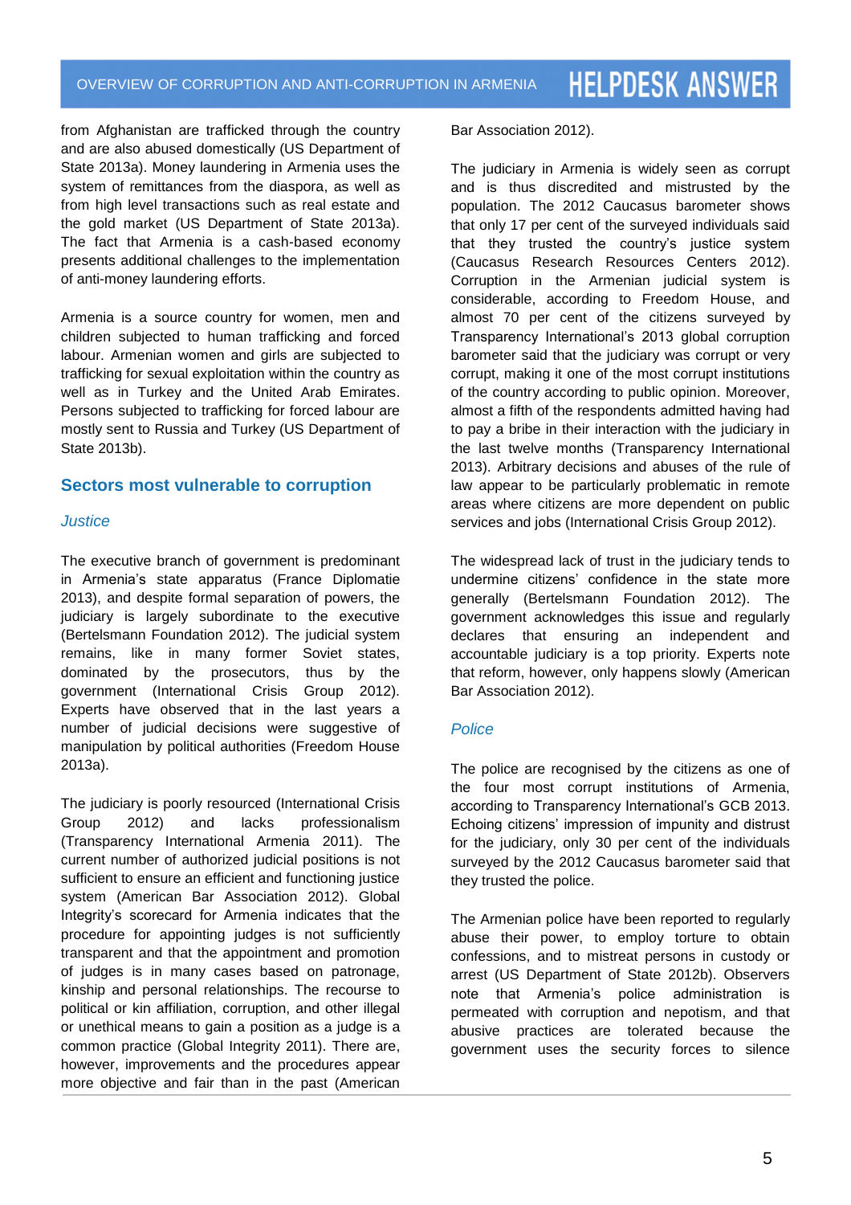from Afghanistan are trafficked through the country and are also abused domestically (US Department of State 2013a). Money laundering in Armenia uses the system of remittances from the diaspora, as well as from high level transactions such as real estate and the gold market (US Department of State 2013a). The fact that Armenia is a cash-based economy presents additional challenges to the implementation of anti-money laundering efforts.

Armenia is a source country for women, men and children subjected to human trafficking and forced labour. Armenian women and girls are subjected to trafficking for sexual exploitation within the country as well as in Turkey and the United Arab Emirates. Persons subjected to trafficking for forced labour are mostly sent to Russia and Turkey (US Department of State 2013b).

## Sectors most vulnerable to corruption

### *Justice*

The executive branch of government is predominant in Armenia's state apparatus (France Diplomatie 2013), and despite formal separation of powers, the judiciary is largely subordinate to the executive (Bertelsmann Foundation 2012). The judicial system remains, like in many former Soviet states, dominated by the prosecutors, thus by the government (International Crisis Group 2012). Experts have observed that in the last years a number of judicial decisions were suggestive of manipulation by political authorities (Freedom House 2013a).

The judiciary is poorly resourced (International Crisis Group 2012) and lacks professionalism (Transparency International Armenia 2011). The current number of authorized judicial positions is not sufficient to ensure an efficient and functioning justice system (American Bar Association 2012). Global Integrity's scorecard for Armenia indicates that the procedure for appointing judges is not sufficiently transparent and that the appointment and promotion of judges is in many cases based on patronage, kinship and personal relationships. The recourse to political or kin affiliation, corruption, and other illegal or unethical means to gain a position as a judge is a common practice (Global Integrity 2011). There are, however, improvements and the procedures appear more objective and fair than in the past (American Bar Association 2012).

The judiciary in Armenia is widely seen as corrupt and is thus discredited and mistrusted by the population. The 2012 Caucasus barometer shows that only 17 per cent of the surveyed individuals said that they trusted the country's justice system (Caucasus Research Resources Centers 2012). Corruption in the Armenian judicial system is considerable, according to Freedom House, and almost 70 per cent of the citizens surveyed by Transparency International's 2013 global corruption barometer said that the judiciary was corrupt or very corrupt, making it one of the most corrupt institutions of the country according to public opinion. Moreover, almost a fifth of the respondents admitted having had to pay a bribe in their interaction with the judiciary in the last twelve months (Transparency International 2013). Arbitrary decisions and abuses of the rule of law appear to be particularly problematic in remote areas where citizens are more dependent on public services and jobs (International Crisis Group 2012).

The widespread lack of trust in the judiciary tends to undermine citizens' confidence in the state more generally (Bertelsmann Foundation 2012). The government acknowledges this issue and regularly declares that ensuring an independent and accountable judiciary is a top priority. Experts note that reform, however, only happens slowly (American Bar Association 2012).

### *Police*

The police are recognised by the citizens as one of the four most corrupt institutions of Armenia, according to Transparency International's GCB 2013. Echoing citizens' impression of impunity and distrust for the judiciary, only 30 per cent of the individuals surveyed by the 2012 Caucasus barometer said that they trusted the police.

The Armenian police have been reported to regularly abuse their power, to employ torture to obtain confessions, and to mistreat persons in custody or arrest (US Department of State 2012b). Observers note that Armenia's police administration is permeated with corruption and nepotism, and that abusive practices are tolerated because the government uses the security forces to silence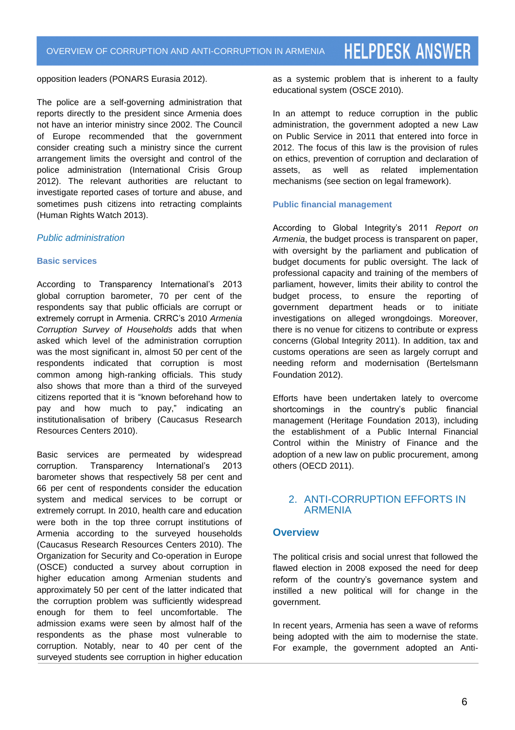opposition leaders (PONARS Eurasia 2012).

The police are a self-governing administration that reports directly to the president since Armenia does not have an interior ministry since 2002. The Council of Europe recommended that the government consider creating such a ministry since the current arrangement limits the oversight and control of the police administration (International Crisis Group 2012). The relevant authorities are reluctant to investigate reported cases of torture and abuse, and sometimes push citizens into retracting complaints (Human Rights Watch 2013).

### *Public administration*

#### Basic services

According to Transparency International's 2013 global corruption barometer, 70 per cent of the respondents say that public officials are corrupt or extremely corrupt in Armenia. CRRC's 2010 *Armenia Corruption Survey of Households* adds that when asked which level of the administration corruption was the most significant in, almost 50 per cent of the respondents indicated that corruption is most common among high-ranking officials. This study also shows that more than a third of the surveyed citizens reported that it is "known beforehand how to pay and how much to pay," indicating an institutionalisation of bribery (Caucasus Research Resources Centers 2010).

Basic services are permeated by widespread corruption. Transparency International's 2013 barometer shows that respectively 58 per cent and 66 per cent of respondents consider the education system and medical services to be corrupt or extremely corrupt. In 2010, health care and education were both in the top three corrupt institutions of Armenia according to the surveyed households (Caucasus Research Resources Centers 2010). The Organization for Security and Co-operation in Europe (OSCE) conducted a survey about corruption in higher education among Armenian students and approximately 50 per cent of the latter indicated that the corruption problem was sufficiently widespread enough for them to feel uncomfortable. The admission exams were seen by almost half of the respondents as the phase most vulnerable to corruption. Notably, near to 40 per cent of the surveyed students see corruption in higher education as a systemic problem that is inherent to a faulty educational system (OSCE 2010).

In an attempt to reduce corruption in the public administration, the government adopted a new Law on Public Service in 2011 that entered into force in 2012. The focus of this law is the provision of rules on ethics, prevention of corruption and declaration of assets, as well as related implementation mechanisms (see section on legal framework).

#### Public financial management

According to Global Integrity's 2011 *Report on Armenia*, the budget process is transparent on paper, with oversight by the parliament and publication of budget documents for public oversight. The lack of professional capacity and training of the members of parliament, however, limits their ability to control the budget process, to ensure the reporting of government department heads or to initiate investigations on alleged wrongdoings. Moreover, there is no venue for citizens to contribute or express concerns (Global Integrity 2011). In addition, tax and customs operations are seen as largely corrupt and needing reform and modernisation (Bertelsmann Foundation 2012).

Efforts have been undertaken lately to overcome shortcomings in the country's public financial management (Heritage Foundation 2013), including the establishment of a Public Internal Financial Control within the Ministry of Finance and the adoption of a new law on public procurement, among others (OECD 2011).

## 2. ANTI-CORRUPTION EFFORTS IN ARMENIA

### Overview

The political crisis and social unrest that followed the flawed election in 2008 exposed the need for deep reform of the country's governance system and instilled a new political will for change in the government.

In recent years, Armenia has seen a wave of reforms being adopted with the aim to modernise the state. For example, the government adopted an Anti-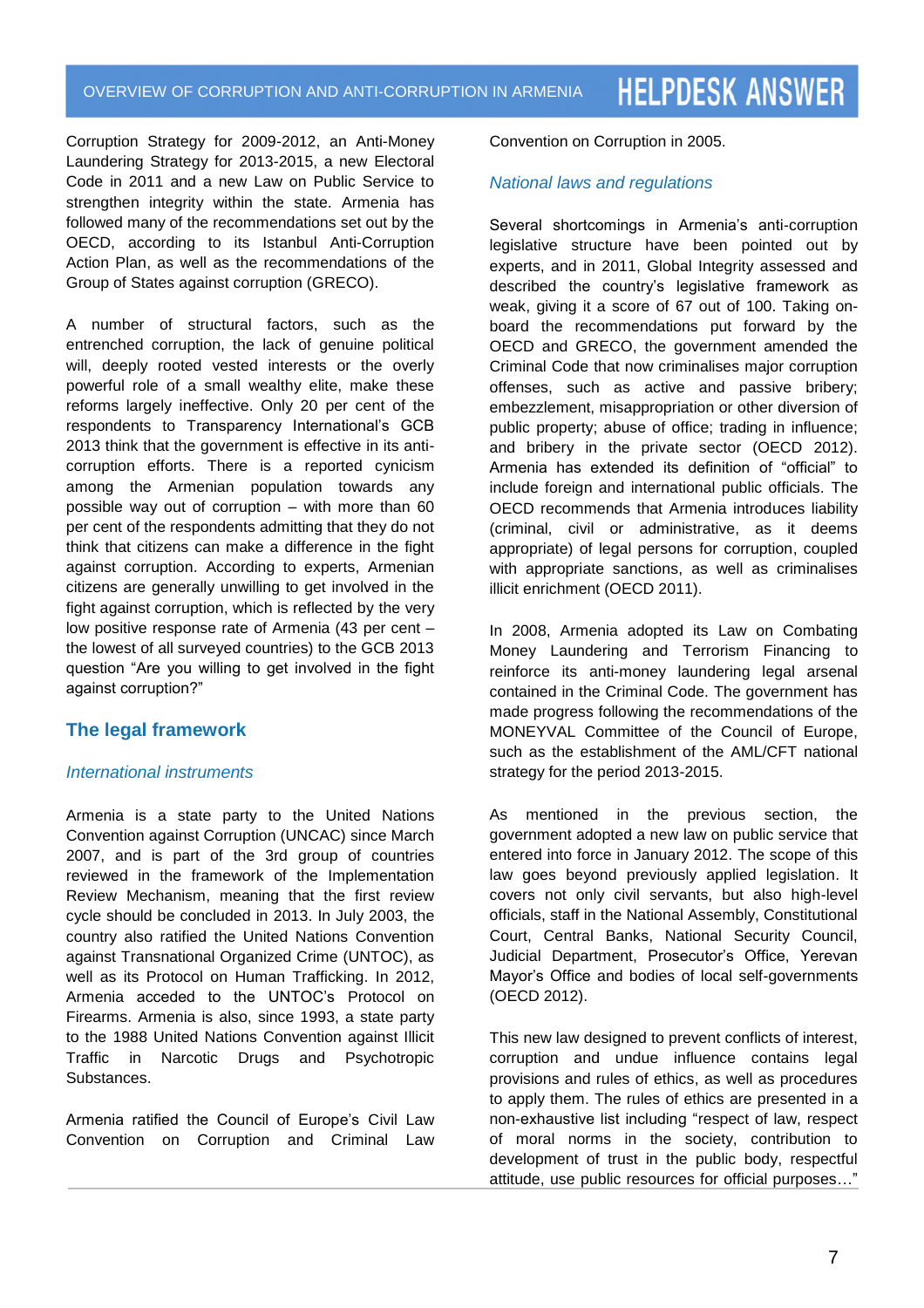Corruption Strategy for 2009-2012, an Anti-Money Laundering Strategy for 2013-2015, a new Electoral Code in 2011 and a new Law on Public Service to strengthen integrity within the state. Armenia has followed many of the recommendations set out by the OECD, according to its Istanbul Anti-Corruption Action Plan, as well as the recommendations of the Group of States against corruption (GRECO).

A number of structural factors, such as the entrenched corruption, the lack of genuine political will, deeply rooted vested interests or the overly powerful role of a small wealthy elite, make these reforms largely ineffective. Only 20 per cent of the respondents to Transparency International's GCB 2013 think that the government is effective in its anti-corruption efforts. There is a reported cynicism among the Armenian population towards any possible way out of corruption – with more than 60 per cent of the respondents admitting that they do not think that citizens can make a difference in the fight against corruption. According to experts, Armenian citizens are generally unwilling to get involved in the fight against corruption, which is reflected by the very low positive response rate of Armenia (43 per cent – the lowest of all surveyed countries) to the GCB 2013 question "Are you willing to get involved in the fight against corruption?"

## The legal framework

### *International instruments*

Armenia is a state party to the United Nations Convention against Corruption (UNCAC) since March 2007, and is part of the 3rd group of countries reviewed in the framework of the Implementation Review Mechanism, meaning that the first review cycle should be concluded in 2013. In July 2003, the country also ratified the United Nations Convention against Transnational Organized Crime (UNTOC), as well as its Protocol on Human Trafficking. In 2012, Armenia acceded to the UNTOC's Protocol on Firearms. Armenia is also, since 1993, a state party to the 1988 United Nations Convention against Illicit Traffic in Narcotic Drugs and Psychotropic Substances.

Armenia ratified the Council of Europe's Civil Law Convention on Corruption and Criminal Law Convention on Corruption in 2005.

### *National laws and regulations*

Several shortcomings in Armenia's anti-corruption legislative structure have been pointed out by experts, and in 2011, Global Integrity assessed and described the country's legislative framework as weak, giving it a score of 67 out of 100. Taking on-board the recommendations put forward by the OECD and GRECO, the government amended the Criminal Code that now criminalises major corruption offenses, such as active and passive bribery; embezzlement, misappropriation or other diversion of public property; abuse of office; trading in influence; and bribery in the private sector (OECD 2012). Armenia has extended its definition of "official" to include foreign and international public officials. The OECD recommends that Armenia introduces liability (criminal, civil or administrative, as it deems appropriate) of legal persons for corruption, coupled with appropriate sanctions, as well as criminalises illicit enrichment (OECD 2011).

In 2008, Armenia adopted its Law on Combating Money Laundering and Terrorism Financing to reinforce its anti-money laundering legal arsenal contained in the Criminal Code. The government has made progress following the recommendations of the MONEYVAL Committee of the Council of Europe, such as the establishment of the AML/CFT national strategy for the period 2013-2015.

As mentioned in the previous section, the government adopted a new law on public service that entered into force in January 2012. The scope of this law goes beyond previously applied legislation. It covers not only civil servants, but also high-level officials, staff in the National Assembly, Constitutional Court, Central Banks, National Security Council, Judicial Department, Prosecutor's Office, Yerevan Mayor's Office and bodies of local self-governments (OECD 2012).

This new law designed to prevent conflicts of interest, corruption and undue influence contains legal provisions and rules of ethics, as well as procedures to apply them. The rules of ethics are presented in a non-exhaustive list including "respect of law, respect of moral norms in the society, contribution to development of trust in the public body, respectful attitude, use public resources for official purposes…"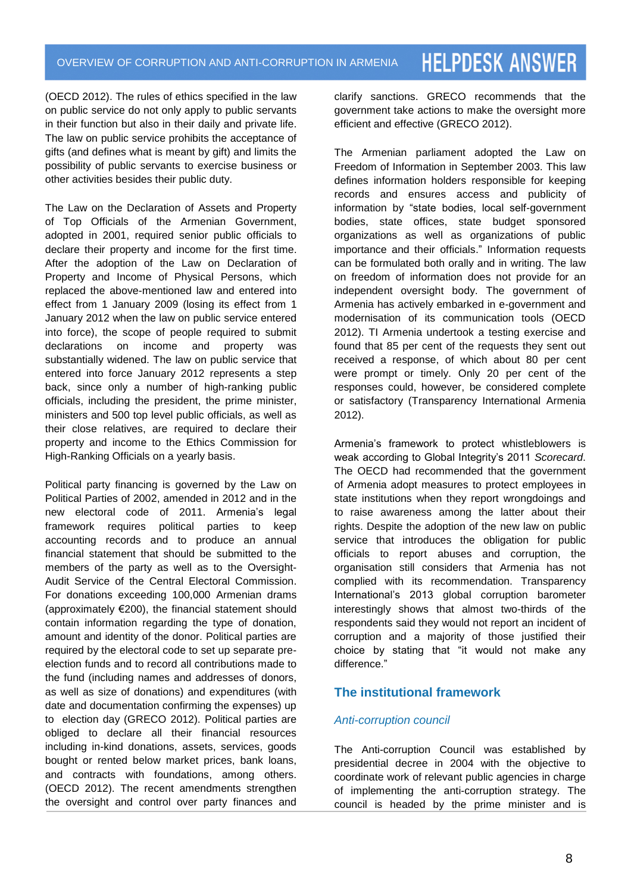(OECD 2012). The rules of ethics specified in the law on public service do not only apply to public servants in their function but also in their daily and private life. The law on public service prohibits the acceptance of gifts (and defines what is meant by gift) and limits the possibility of public servants to exercise business or other activities besides their public duty.

The Law on the Declaration of Assets and Property of Top Officials of the Armenian Government, adopted in 2001, required senior public officials to declare their property and income for the first time. After the adoption of the Law on Declaration of Property and Income of Physical Persons, which replaced the above-mentioned law and entered into effect from 1 January 2009 (losing its effect from 1 January 2012 when the law on public service entered into force), the scope of people required to submit declarations on income and property was substantially widened. The law on public service that entered into force January 2012 represents a step back, since only a number of high-ranking public officials, including the president, the prime minister, ministers and 500 top level public officials, as well as their close relatives, are required to declare their property and income to the Ethics Commission for High-Ranking Officials on a yearly basis.

Political party financing is governed by the Law on Political Parties of 2002, amended in 2012 and in the new electoral code of 2011. Armenia's legal framework requires political parties to keep accounting records and to produce an annual financial statement that should be submitted to the members of the party as well as to the Oversight-Audit Service of the Central Electoral Commission. For donations exceeding 100,000 Armenian drams (approximately €200), the financial statement should contain information regarding the type of donation, amount and identity of the donor. Political parties are required by the electoral code to set up separate pre-election funds and to record all contributions made to the fund (including names and addresses of donors, as well as size of donations) and expenditures (with date and documentation confirming the expenses) up to election day (GRECO 2012). Political parties are obliged to declare all their financial resources including in-kind donations, assets, services, goods bought or rented below market prices, bank loans, and contracts with foundations, among others. (OECD 2012). The recent amendments strengthen the oversight and control over party finances and clarify sanctions. GRECO recommends that the government take actions to make the oversight more efficient and effective (GRECO 2012).

The Armenian parliament adopted the Law on Freedom of Information in September 2003. This law defines information holders responsible for keeping records and ensures access and publicity of information by "state bodies, local self-government bodies, state offices, state budget sponsored organizations as well as organizations of public importance and their officials." Information requests can be formulated both orally and in writing. The law on freedom of information does not provide for an independent oversight body. The government of Armenia has actively embarked in e-government and modernisation of its communication tools (OECD 2012). TI Armenia undertook a testing exercise and found that 85 per cent of the requests they sent out received a response, of which about 80 per cent were prompt or timely. Only 20 per cent of the responses could, however, be considered complete or satisfactory (Transparency International Armenia 2012).

Armenia's framework to protect whistleblowers is weak according to Global Integrity's 2011 *Scorecard*. The OECD had recommended that the government of Armenia adopt measures to protect employees in state institutions when they report wrongdoings and to raise awareness among the latter about their rights. Despite the adoption of the new law on public service that introduces the obligation for public officials to report abuses and corruption, the organisation still considers that Armenia has not complied with its recommendation. Transparency International's 2013 global corruption barometer interestingly shows that almost two-thirds of the respondents said they would not report an incident of corruption and a majority of those justified their choice by stating that "it would not make any difference."

## The institutional framework

### *Anti-corruption council*

The Anti-corruption Council was established by presidential decree in 2004 with the objective to coordinate work of relevant public agencies in charge of implementing the anti-corruption strategy. The council is headed by the prime minister and is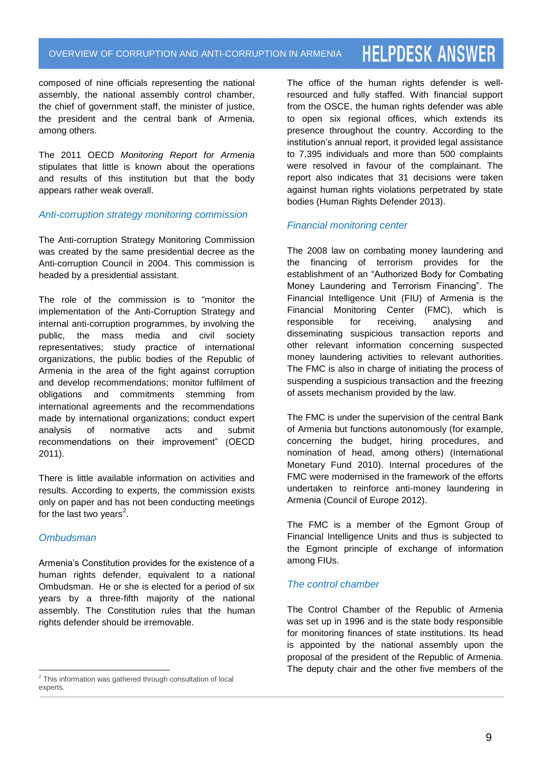composed of nine officials representing the national assembly, the national assembly control chamber, the chief of government staff, the minister of justice, the president and the central bank of Armenia, among others.

The 2011 OECD *Monitoring Report for Armenia* stipulates that little is known about the operations and results of this institution but that the body appears rather weak overall.

### *Anti-corruption strategy monitoring commission*

The Anti-corruption Strategy Monitoring Commission was created by the same presidential decree as the Anti-corruption Council in 2004. This commission is headed by a presidential assistant.

The role of the commission is to "monitor the implementation of the Anti-Corruption Strategy and internal anti-corruption programmes, by involving the public, the mass media and civil society representatives; study practice of international organizations, the public bodies of the Republic of Armenia in the area of the fight against corruption and develop recommendations; monitor fulfilment of obligations and commitments stemming from international agreements and the recommendations made by international organizations; conduct expert analysis of normative acts and submit recommendations on their improvement" (OECD 2011).

There is little available information on activities and results. According to experts, the commission exists only on paper and has not been conducting meetings for the last two years[2].

### *Ombudsman*

Armenia's Constitution provides for the existence of a human rights defender, equivalent to a national Ombudsman. He or she is elected for a period of six years by a three-fifth majority of the national assembly. The Constitution rules that the human rights defender should be irremovable.

The office of the human rights defender is well-resourced and fully staffed. With financial support from the OSCE, the human rights defender was able to open six regional offices, which extends its presence throughout the country. According to the institution's annual report, it provided legal assistance to 7,395 individuals and more than 500 complaints were resolved in favour of the complainant. The report also indicates that 31 decisions were taken against human rights violations perpetrated by state bodies (Human Rights Defender 2013).

### *Financial monitoring center*

The 2008 law on combating money laundering and the financing of terrorism provides for the establishment of an "Authorized Body for Combating Money Laundering and Terrorism Financing". The Financial Intelligence Unit (FIU) of Armenia is the Financial Monitoring Center (FMC), which is responsible for receiving, analysing and disseminating suspicious transaction reports and other relevant information concerning suspected money laundering activities to relevant authorities. The FMC is also in charge of initiating the process of suspending a suspicious transaction and the freezing of assets mechanism provided by the law.

The FMC is under the supervision of the central Bank of Armenia but functions autonomously (for example, concerning the budget, hiring procedures, and nomination of head, among others) (International Monetary Fund 2010). Internal procedures of the FMC were modernised in the framework of the efforts undertaken to reinforce anti-money laundering in Armenia (Council of Europe 2012).

The FMC is a member of the Egmont Group of Financial Intelligence Units and thus is subjected to the Egmont principle of exchange of information among FIUs.

### *The control chamber*

The Control Chamber of the Republic of Armenia was set up in 1996 and is the state body responsible for monitoring finances of state institutions. Its head is appointed by the national assembly upon the proposal of the president of the Republic of Armenia. The deputy chair and the other five members of the

---

[2] This information was gathered through consultation of local experts.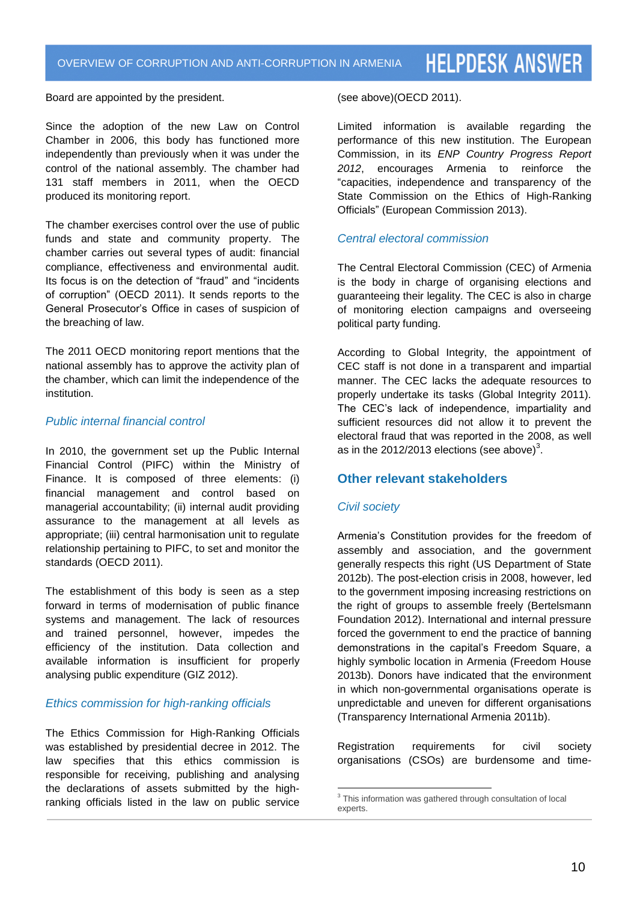Board are appointed by the president.

Since the adoption of the new Law on Control Chamber in 2006, this body has functioned more independently than previously when it was under the control of the national assembly. The chamber had 131 staff members in 2011, when the OECD produced its monitoring report.

The chamber exercises control over the use of public funds and state and community property. The chamber carries out several types of audit: financial compliance, effectiveness and environmental audit. Its focus is on the detection of "fraud" and "incidents of corruption" (OECD 2011). It sends reports to the General Prosecutor's Office in cases of suspicion of the breaching of law.

The 2011 OECD monitoring report mentions that the national assembly has to approve the activity plan of the chamber, which can limit the independence of the institution.

### *Public internal financial control*

In 2010, the government set up the Public Internal Financial Control (PIFC) within the Ministry of Finance. It is composed of three elements: (i) financial management and control based on managerial accountability; (ii) internal audit providing assurance to the management at all levels as appropriate; (iii) central harmonisation unit to regulate relationship pertaining to PIFC, to set and monitor the standards (OECD 2011).

The establishment of this body is seen as a step forward in terms of modernisation of public finance systems and management. The lack of resources and trained personnel, however, impedes the efficiency of the institution. Data collection and available information is insufficient for properly analysing public expenditure (GIZ 2012).

### *Ethics commission for high-ranking officials*

The Ethics Commission for High-Ranking Officials was established by presidential decree in 2012. The law specifies that this ethics commission is responsible for receiving, publishing and analysing the declarations of assets submitted by the high-ranking officials listed in the law on public service (see above)(OECD 2011).

Limited information is available regarding the performance of this new institution. The European Commission, in its *ENP Country Progress Report 2012*, encourages Armenia to reinforce the "capacities, independence and transparency of the State Commission on the Ethics of High-Ranking Officials" (European Commission 2013).

### *Central electoral commission*

The Central Electoral Commission (CEC) of Armenia is the body in charge of organising elections and guaranteeing their legality. The CEC is also in charge of monitoring election campaigns and overseeing political party funding.

According to Global Integrity, the appointment of CEC staff is not done in a transparent and impartial manner. The CEC lacks the adequate resources to properly undertake its tasks (Global Integrity 2011). The CEC's lack of independence, impartiality and sufficient resources did not allow it to prevent the electoral fraud that was reported in the 2008, as well as in the 2012/2013 elections (see above)[3].

## Other relevant stakeholders

### *Civil society*

Armenia's Constitution provides for the freedom of assembly and association, and the government generally respects this right (US Department of State 2012b). The post-election crisis in 2008, however, led to the government imposing increasing restrictions on the right of groups to assemble freely (Bertelsmann Foundation 2012). International and internal pressure forced the government to end the practice of banning demonstrations in the capital's Freedom Square, a highly symbolic location in Armenia (Freedom House 2013b). Donors have indicated that the environment in which non-governmental organisations operate is unpredictable and uneven for different organisations (Transparency International Armenia 2011b).

Registration requirements for civil society organisations (CSOs) are burdensome and time-

[3] This information was gathered through consultation of local experts.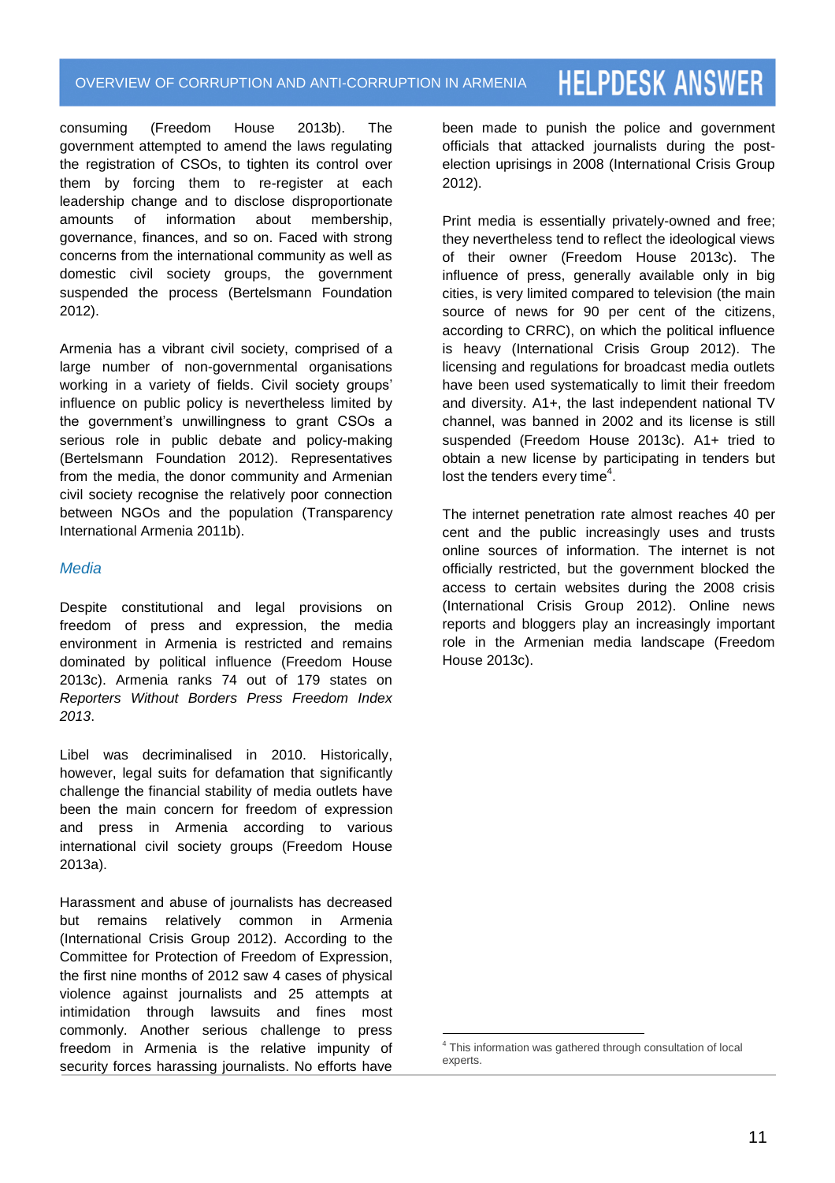consuming (Freedom House 2013b). The government attempted to amend the laws regulating the registration of CSOs, to tighten its control over them by forcing them to re-register at each leadership change and to disclose disproportionate amounts of information about membership, governance, finances, and so on. Faced with strong concerns from the international community as well as domestic civil society groups, the government suspended the process (Bertelsmann Foundation 2012).

Armenia has a vibrant civil society, comprised of a large number of non-governmental organisations working in a variety of fields. Civil society groups' influence on public policy is nevertheless limited by the government's unwillingness to grant CSOs a serious role in public debate and policy-making (Bertelsmann Foundation 2012). Representatives from the media, the donor community and Armenian civil society recognise the relatively poor connection between NGOs and the population (Transparency International Armenia 2011b).

### *Media*

Despite constitutional and legal provisions on freedom of press and expression, the media environment in Armenia is restricted and remains dominated by political influence (Freedom House 2013c). Armenia ranks 74 out of 179 states on *Reporters Without Borders Press Freedom Index 2013*.

Libel was decriminalised in 2010. Historically, however, legal suits for defamation that significantly challenge the financial stability of media outlets have been the main concern for freedom of expression and press in Armenia according to various international civil society groups (Freedom House 2013a).

Harassment and abuse of journalists has decreased but remains relatively common in Armenia (International Crisis Group 2012). According to the Committee for Protection of Freedom of Expression, the first nine months of 2012 saw 4 cases of physical violence against journalists and 25 attempts at intimidation through lawsuits and fines most commonly. Another serious challenge to press freedom in Armenia is the relative impunity of security forces harassing journalists. No efforts have been made to punish the police and government officials that attacked journalists during the post-election uprisings in 2008 (International Crisis Group 2012).

Print media is essentially privately-owned and free; they nevertheless tend to reflect the ideological views of their owner (Freedom House 2013c). The influence of press, generally available only in big cities, is very limited compared to television (the main source of news for 90 per cent of the citizens, according to CRRC), on which the political influence is heavy (International Crisis Group 2012). The licensing and regulations for broadcast media outlets have been used systematically to limit their freedom and diversity. A1+, the last independent national TV channel, was banned in 2002 and its license is still suspended (Freedom House 2013c). A1+ tried to obtain a new license by participating in tenders but lost the tenders every time[4].

The internet penetration rate almost reaches 40 per cent and the public increasingly uses and trusts online sources of information. The internet is not officially restricted, but the government blocked the access to certain websites during the 2008 crisis (International Crisis Group 2012). Online news reports and bloggers play an increasingly important role in the Armenian media landscape (Freedom House 2013c).

---

[4] This information was gathered through consultation of local experts.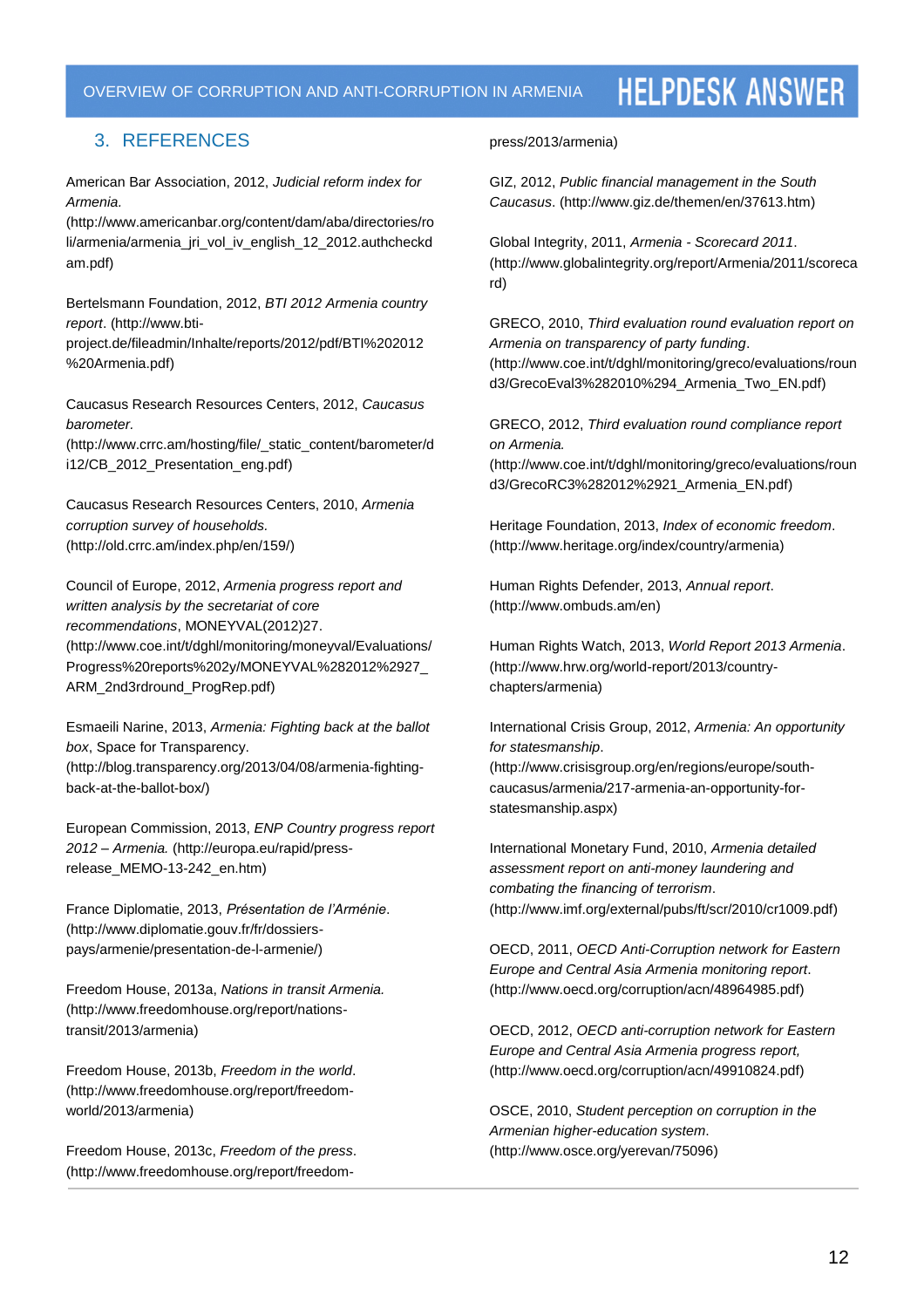## 3. REFERENCES

American Bar Association, 2012, *Judicial reform index for Armenia*. (http://www.americanbar.org/content/dam/aba/directories/roli/armenia/armenia_jri_vol_iv_english_12_2012.authcheckdam.pdf)

Bertelsmann Foundation, 2012, *BTI 2012 Armenia country report*. (http://www.bti-project.de/fileadmin/Inhalte/reports/2012/pdf/BTI%202012%20Armenia.pdf)

Caucasus Research Resources Centers, 2012, *Caucasus barometer*. (http://www.crrc.am/hosting/file/_static_content/barometer/di12/CB_2012_Presentation_eng.pdf)

Caucasus Research Resources Centers, 2010, *Armenia corruption survey of households*. (http://old.crrc.am/index.php/en/159/)

Council of Europe, 2012, *Armenia progress report and written analysis by the secretariat of core recommendations*, MONEYVAL(2012)27. (http://www.coe.int/t/dghl/monitoring/moneyval/Evaluations/Progress%20reports%202y/MONEYVAL%282012%2927_ARM_2nd3rdround_ProgRep.pdf)

Esmaeili Narine, 2013, *Armenia: Fighting back at the ballot box*, Space for Transparency. (http://blog.transparency.org/2013/04/08/armenia-fighting-back-at-the-ballot-box/)

European Commission, 2013, *ENP Country progress report 2012 – Armenia.* (http://europa.eu/rapid/press-release_MEMO-13-242_en.htm)

France Diplomatie, 2013, *Présentation de l'Arménie*. (http://www.diplomatie.gouv.fr/fr/dossiers-pays/armenie/presentation-de-l-armenie/)

Freedom House, 2013a, *Nations in transit Armenia.* (http://www.freedomhouse.org/report/nations-transit/2013/armenia)

Freedom House, 2013b, *Freedom in the world*. (http://www.freedomhouse.org/report/freedom-world/2013/armenia)

Freedom House, 2013c, *Freedom of the press*. (http://www.freedomhouse.org/report/freedom-press/2013/armenia)

GIZ, 2012, *Public financial management in the South Caucasus*. (http://www.giz.de/themen/en/37613.htm)

Global Integrity, 2011, *Armenia - Scorecard 2011*. (http://www.globalintegrity.org/report/Armenia/2011/scorecard)

GRECO, 2010, *Third evaluation round evaluation report on Armenia on transparency of party funding*. (http://www.coe.int/t/dghl/monitoring/greco/evaluations/round3/GrecoEval3%282010%294_Armenia_Two_EN.pdf)

GRECO, 2012, *Third evaluation round compliance report on Armenia.* (http://www.coe.int/t/dghl/monitoring/greco/evaluations/round3/GrecoRC3%282012%2921_Armenia_EN.pdf)

Heritage Foundation, 2013, *Index of economic freedom*. (http://www.heritage.org/index/country/armenia)

Human Rights Defender, 2013, *Annual report*. (http://www.ombuds.am/en)

Human Rights Watch, 2013, *World Report 2013 Armenia*. (http://www.hrw.org/world-report/2013/country-chapters/armenia)

International Crisis Group, 2012, *Armenia: An opportunity for statesmanship*. (http://www.crisisgroup.org/en/regions/europe/south-caucasus/armenia/217-armenia-an-opportunity-for-statesmanship.aspx)

International Monetary Fund, 2010, *Armenia detailed assessment report on anti-money laundering and combating the financing of terrorism*. (http://www.imf.org/external/pubs/ft/scr/2010/cr1009.pdf)

OECD, 2011, *OECD Anti-Corruption network for Eastern Europe and Central Asia Armenia monitoring report*. (http://www.oecd.org/corruption/acn/48964985.pdf)

OECD, 2012, *OECD anti-corruption network for Eastern Europe and Central Asia Armenia progress report,* (http://www.oecd.org/corruption/acn/49910824.pdf)

OSCE, 2010, *Student perception on corruption in the Armenian higher-education system*. (http://www.osce.org/yerevan/75096)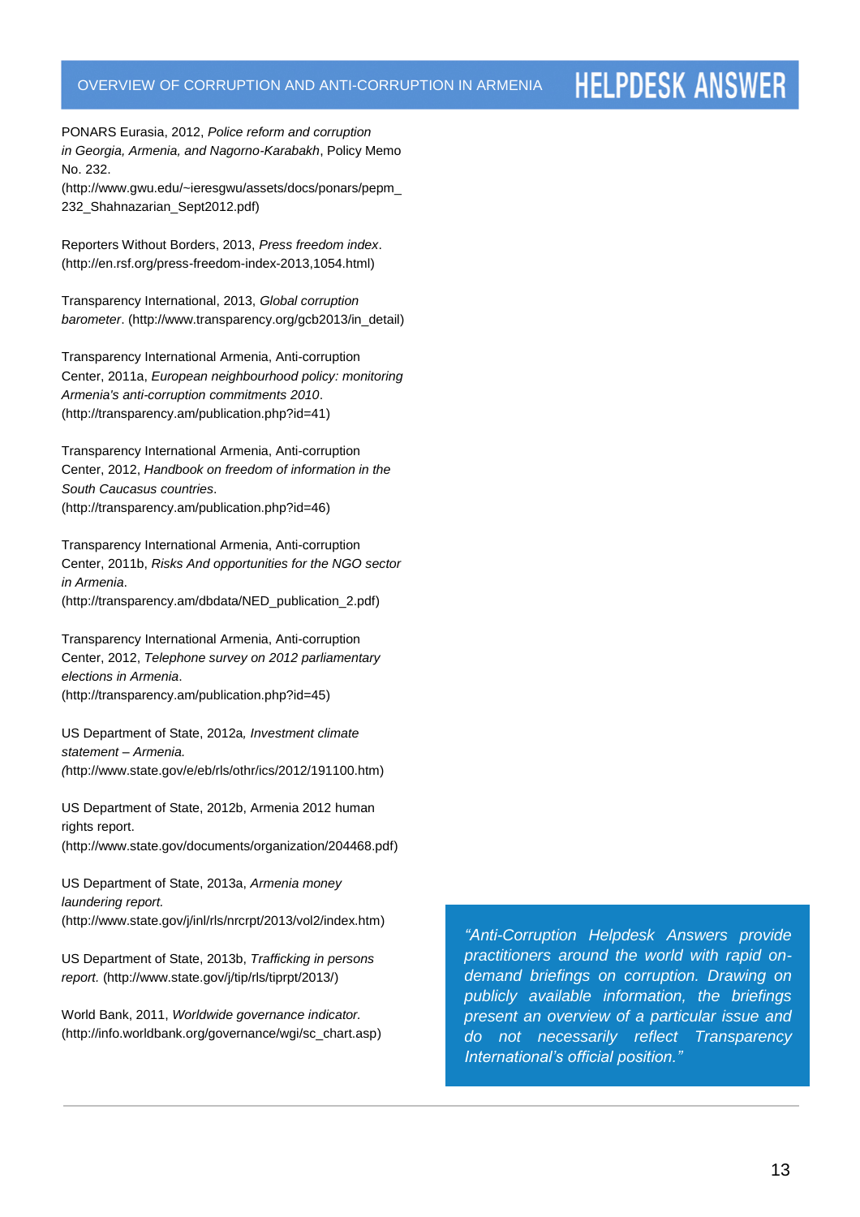PONARS Eurasia, 2012, *Police reform and corruption in Georgia, Armenia, and Nagorno-Karabakh*, Policy Memo No. 232. (http://www.gwu.edu/~ieresgwu/assets/docs/ponars/pepm_232_Shahnazarian_Sept2012.pdf)

Reporters Without Borders, 2013, *Press freedom index*. (http://en.rsf.org/press-freedom-index-2013,1054.html)

Transparency International, 2013, *Global corruption barometer*. (http://www.transparency.org/gcb2013/in_detail)

Transparency International Armenia, Anti-corruption Center, 2011a, *European neighbourhood policy: monitoring Armenia's anti-corruption commitments 2010*. (http://transparency.am/publication.php?id=41)

Transparency International Armenia, Anti-corruption Center, 2012, *Handbook on freedom of information in the South Caucasus countries*. (http://transparency.am/publication.php?id=46)

Transparency International Armenia, Anti-corruption Center, 2011b, *Risks And opportunities for the NGO sector in Armenia*. (http://transparency.am/dbdata/NED_publication_2.pdf)

Transparency International Armenia, Anti-corruption Center, 2012, *Telephone survey on 2012 parliamentary elections in Armenia*. (http://transparency.am/publication.php?id=45)

US Department of State, 2012a*, Investment climate statement – Armenia. (*http://www.state.gov/e/eb/rls/othr/ics/2012/191100.htm)

US Department of State, 2012b, Armenia 2012 human rights report. (http://www.state.gov/documents/organization/204468.pdf)

US Department of State, 2013a, *Armenia money laundering report.* (http://www.state.gov/j/inl/rls/nrcrpt/2013/vol2/index.htm)

US Department of State, 2013b, *Trafficking in persons report.* (http://www.state.gov/j/tip/rls/tiprpt/2013/)

World Bank, 2011, *Worldwide governance indicator*. (http://info.worldbank.org/governance/wgi/sc_chart.asp)

*"Anti-Corruption Helpdesk Answers provide practitioners around the world with rapid on-demand briefings on corruption. Drawing on publicly available information, the briefings present an overview of a particular issue and do not necessarily reflect Transparency International's official position."*